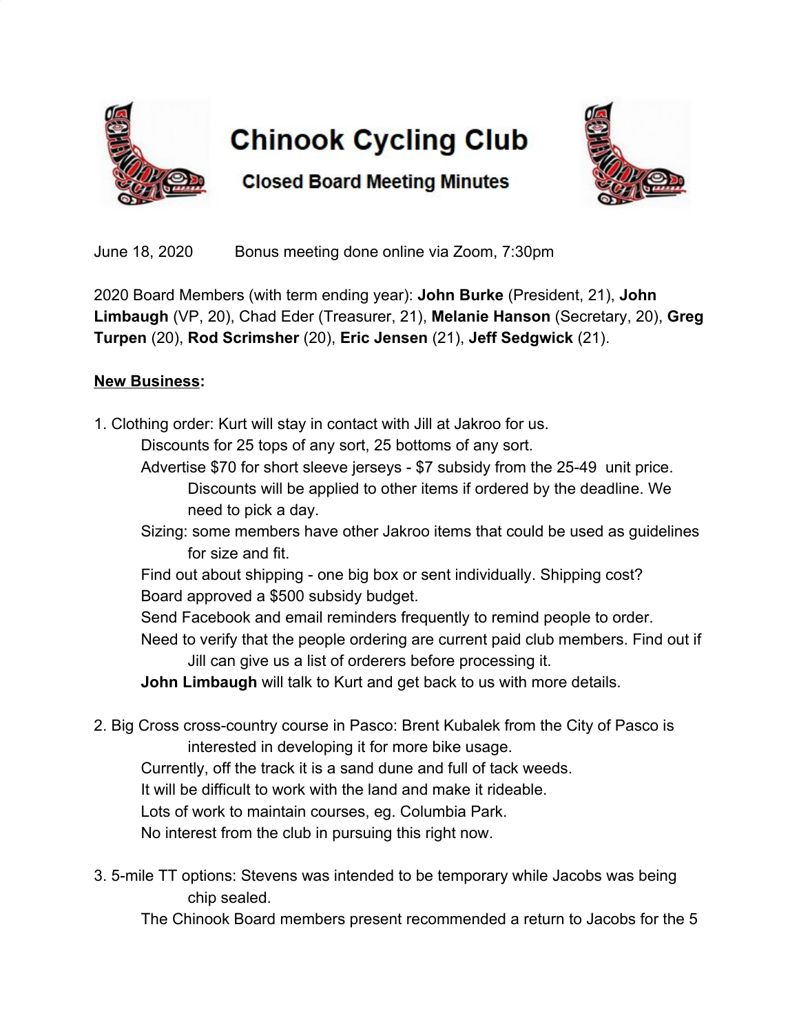# Chinook Cycling Club

## Closed Board Meeting Minutes

June 18, 2020    Bonus meeting done online via Zoom, 7:30pm

2020 Board Members (with term ending year): **John Burke** (President, 21), **John Limbaugh** (VP, 20), Chad Eder (Treasurer, 21), **Melanie Hanson** (Secretary, 20), **Greg Turpen** (20), **Rod Scrimsher** (20), **Eric Jensen** (21), **Jeff Sedgwick** (21).

**New Business:**

1. Clothing order: Kurt will stay in contact with Jill at Jakroo for us.
    - Discounts for 25 tops of any sort, 25 bottoms of any sort.
    - Advertise $70 for short sleeve jerseys - $7 subsidy from the 25-49 unit price. Discounts will be applied to other items if ordered by the deadline. We need to pick a day.
    - Sizing: some members have other Jakroo items that could be used as guidelines for size and fit.
    - Find out about shipping - one big box or sent individually. Shipping cost?
    - Board approved a $500 subsidy budget.
    - Send Facebook and email reminders frequently to remind people to order.
    - Need to verify that the people ordering are current paid club members. Find out if Jill can give us a list of orderers before processing it.
    - **John Limbaugh** will talk to Kurt and get back to us with more details.

2. Big Cross cross-country course in Pasco: Brent Kubalek from the City of Pasco is interested in developing it for more bike usage.
    - Currently, off the track it is a sand dune and full of tack weeds.
    - It will be difficult to work with the land and make it rideable.
    - Lots of work to maintain courses, eg. Columbia Park.
    - No interest from the club in pursuing this right now.

3. 5-mile TT options: Stevens was intended to be temporary while Jacobs was being chip sealed.
    - The Chinook Board members present recommended a return to Jacobs for the 5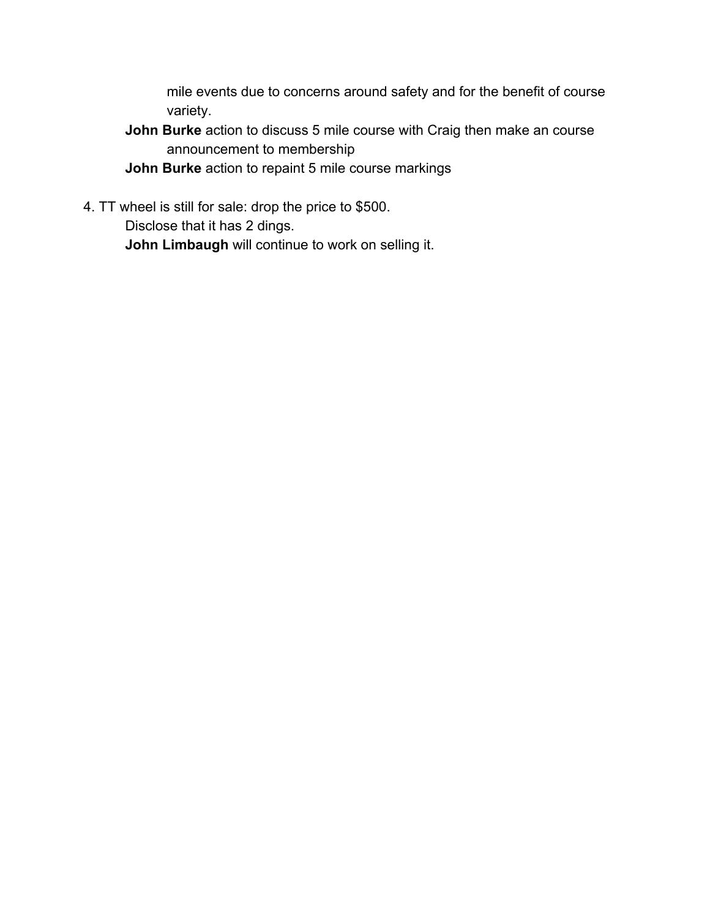mile events due to concerns around safety and for the benefit of course variety.

**John Burke** action to discuss 5 mile course with Craig then make an course announcement to membership

**John Burke** action to repaint 5 mile course markings

4. TT wheel is still for sale: drop the price to $500.

   Disclose that it has 2 dings.

   **John Limbaugh** will continue to work on selling it.